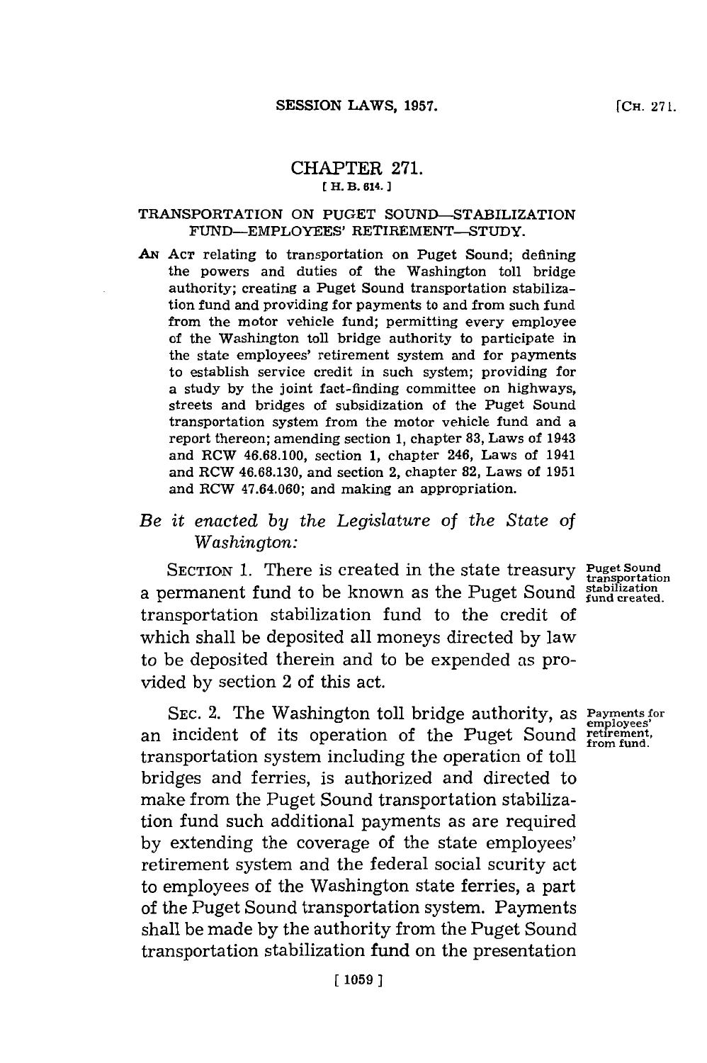# CHAPTER 271.

[ H. B. 614. ]

## TRANSPORTATION ON PUGET SOUND—STABILIZATION FUND—EMPLOYEES' RETIREMENT—STUDY.

AN ACT relating to transportation on Puget Sound; defining the powers and duties of the Washington toll bridge authority; creating a Puget Sound transportation stabilization fund and providing for payments to and from such fund from the motor vehicle fund; permitting every employee of the Washington toll bridge authority to participate in the state employees' retirement system and for payments to establish service credit in such system; providing for a study by the joint fact-finding committee on highways, streets and bridges of subsidization of the Puget Sound transportation system from the motor vehicle fund and a report thereon; amending section 1, chapter 83, Laws of 1943 and RCW 46.68.100, section 1, chapter 246, Laws of 1941 and RCW 46.68.130, and section 2, chapter 82, Laws of 1951 and RCW 47.64.060; and making an appropriation.

*Be it enacted by the Legislature of the State of Washington:*

Puget Sound transportation stabilization fund created.

SECTION 1. There is created in the state treasury a permanent fund to be known as the Puget Sound transportation stabilization fund to the credit of which shall be deposited all moneys directed by law to be deposited therein and to be expended as provided by section 2 of this act.

Payments for employees' retirement, from fund.

SEC. 2. The Washington toll bridge authority, as an incident of its operation of the Puget Sound transportation system including the operation of toll bridges and ferries, is authorized and directed to make from the Puget Sound transportation stabilization fund such additional payments as are required by extending the coverage of the state employees' retirement system and the federal social scurity act to employees of the Washington state ferries, a part of the Puget Sound transportation system. Payments shall be made by the authority from the Puget Sound transportation stabilization fund on the presentation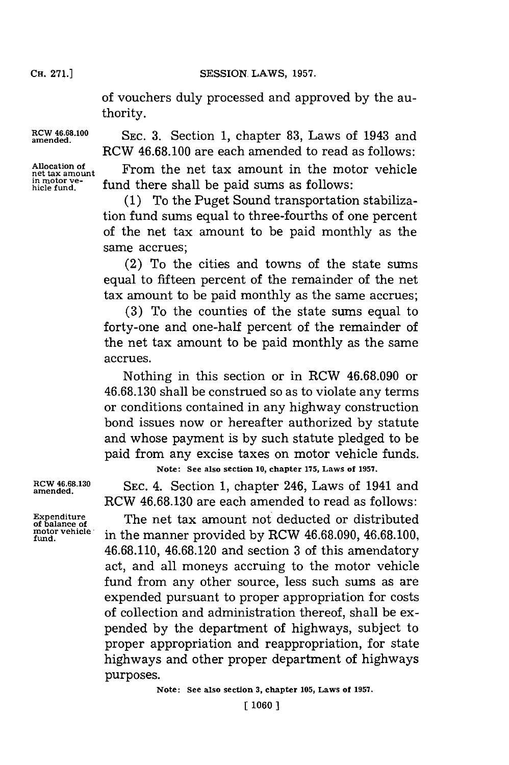of vouchers duly processed and approved by the authority.

RCW 46.68.100 amended.

SEC. 3. Section 1, chapter 83, Laws of 1943 and RCW 46.68.100 are each amended to read as follows:

Allocation of net tax amount in motor vehicle fund.

From the net tax amount in the motor vehicle fund there shall be paid sums as follows:

(1) To the Puget Sound transportation stabilization fund sums equal to three-fourths of one percent of the net tax amount to be paid monthly as the same accrues;

(2) To the cities and towns of the state sums equal to fifteen percent of the remainder of the net tax amount to be paid monthly as the same accrues;

(3) To the counties of the state sums equal to forty-one and one-half percent of the remainder of the net tax amount to be paid monthly as the same accrues.

Nothing in this section or in RCW 46.68.090 or 46.68.130 shall be construed so as to violate any terms or conditions contained in any highway construction bond issues now or hereafter authorized by statute and whose payment is by such statute pledged to be paid from any excise taxes on motor vehicle funds.

Note: See also section 10, chapter 175, Laws of 1957.

RCW 46.68.130 amended.

SEC. 4. Section 1, chapter 246, Laws of 1941 and RCW 46.68.130 are each amended to read as follows:

Expenditure of balance of motor vehicle fund.

The net tax amount not deducted or distributed in the manner provided by RCW 46.68.090, 46.68.100, 46.68.110, 46.68.120 and section 3 of this amendatory act, and all moneys accruing to the motor vehicle fund from any other source, less such sums as are expended pursuant to proper appropriation for costs of collection and administration thereof, shall be expended by the department of highways, subject to proper appropriation and reappropriation, for state highways and other proper department of highways purposes.

Note: See also section 3, chapter 105, Laws of 1957.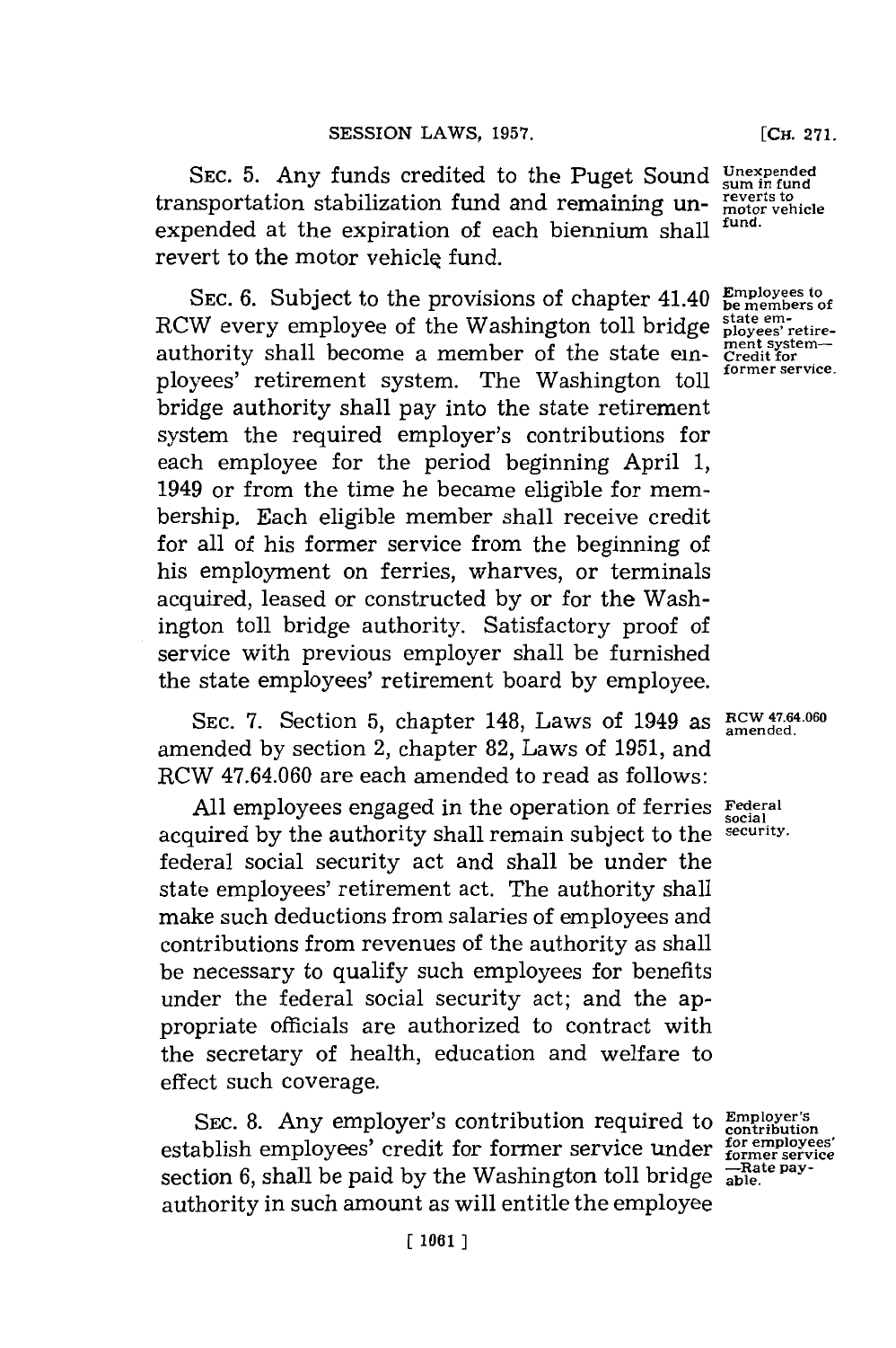SEC. 5. Any funds credited to the Puget Sound transportation stabilization fund and remaining unexpended at the expiration of each biennium shall revert to the motor vehicle fund.

*Unexpended sum in fund reverts to motor vehicle fund.*

SEC. 6. Subject to the provisions of chapter 41.40 RCW every employee of the Washington toll bridge authority shall become a member of the state employees' retirement system. The Washington toll bridge authority shall pay into the state retirement system the required employer's contributions for each employee for the period beginning April 1, 1949 or from the time he became eligible for membership. Each eligible member shall receive credit for all of his former service from the beginning of his employment on ferries, wharves, or terminals acquired, leased or constructed by or for the Washington toll bridge authority. Satisfactory proof of service with previous employer shall be furnished the state employees' retirement board by employee.

*Employees to be members of state employees' retirement system—Credit for former service.*

SEC. 7. Section 5, chapter 148, Laws of 1949 as amended by section 2, chapter 82, Laws of 1951, and RCW 47.64.060 are each amended to read as follows:

*RCW 47.64.060 amended.*

All employees engaged in the operation of ferries acquired by the authority shall remain subject to the federal social security act and shall be under the state employees' retirement act. The authority shall make such deductions from salaries of employees and contributions from revenues of the authority as shall be necessary to qualify such employees for benefits under the federal social security act; and the appropriate officials are authorized to contract with the secretary of health, education and welfare to effect such coverage.

*Federal social security.*

SEC. 8. Any employer's contribution required to establish employees' credit for former service under section 6, shall be paid by the Washington toll bridge authority in such amount as will entitle the employee

*Employer's contribution for employees' former service—Rate payable.*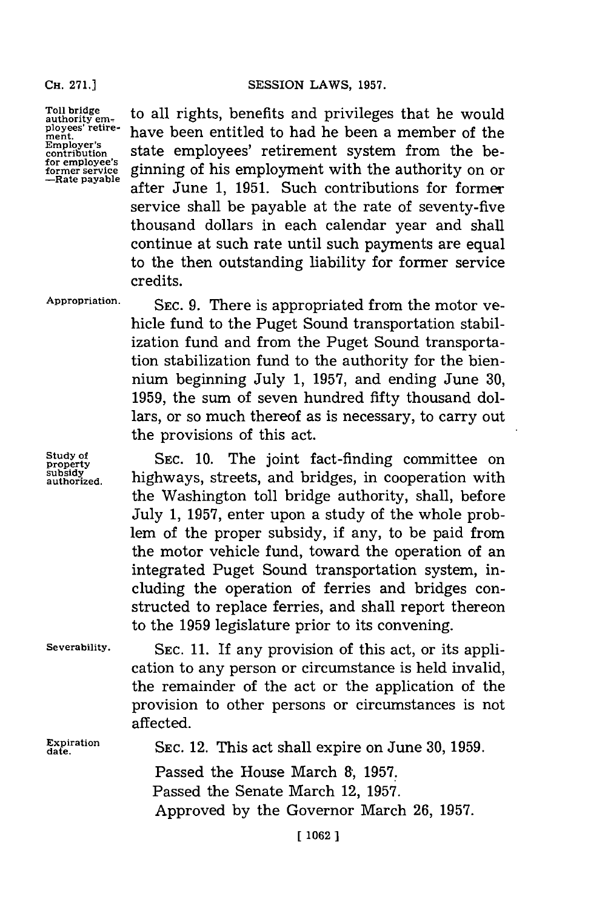to all rights, benefits and privileges that he would have been entitled to had he been a member of the state employees' retirement system from the beginning of his employment with the authority on or after June 1, 1951. Such contributions for former service shall be payable at the rate of seventy-five thousand dollars in each calendar year and shall continue at such rate until such payments are equal to the then outstanding liability for former service credits.

Toll bridge authority employees' retirement. Employer's contribution for employee's former service —Rate payable

Appropriation.

SEC. 9. There is appropriated from the motor vehicle fund to the Puget Sound transportation stabilization fund and from the Puget Sound transportation stabilization fund to the authority for the biennium beginning July 1, 1957, and ending June 30, 1959, the sum of seven hundred fifty thousand dollars, or so much thereof as is necessary, to carry out the provisions of this act.

Study of property subsidy authorized.

SEC. 10. The joint fact-finding committee on highways, streets, and bridges, in cooperation with the Washington toll bridge authority, shall, before July 1, 1957, enter upon a study of the whole problem of the proper subsidy, if any, to be paid from the motor vehicle fund, toward the operation of an integrated Puget Sound transportation system, including the operation of ferries and bridges constructed to replace ferries, and shall report thereon to the 1959 legislature prior to its convening.

Severability.

SEC. 11. If any provision of this act, or its application to any person or circumstance is held invalid, the remainder of the act or the application of the provision to other persons or circumstances is not affected.

Expiration date.

SEC. 12. This act shall expire on June 30, 1959.

Passed the House March 8, 1957.

Passed the Senate March 12, 1957.

Approved by the Governor March 26, 1957.